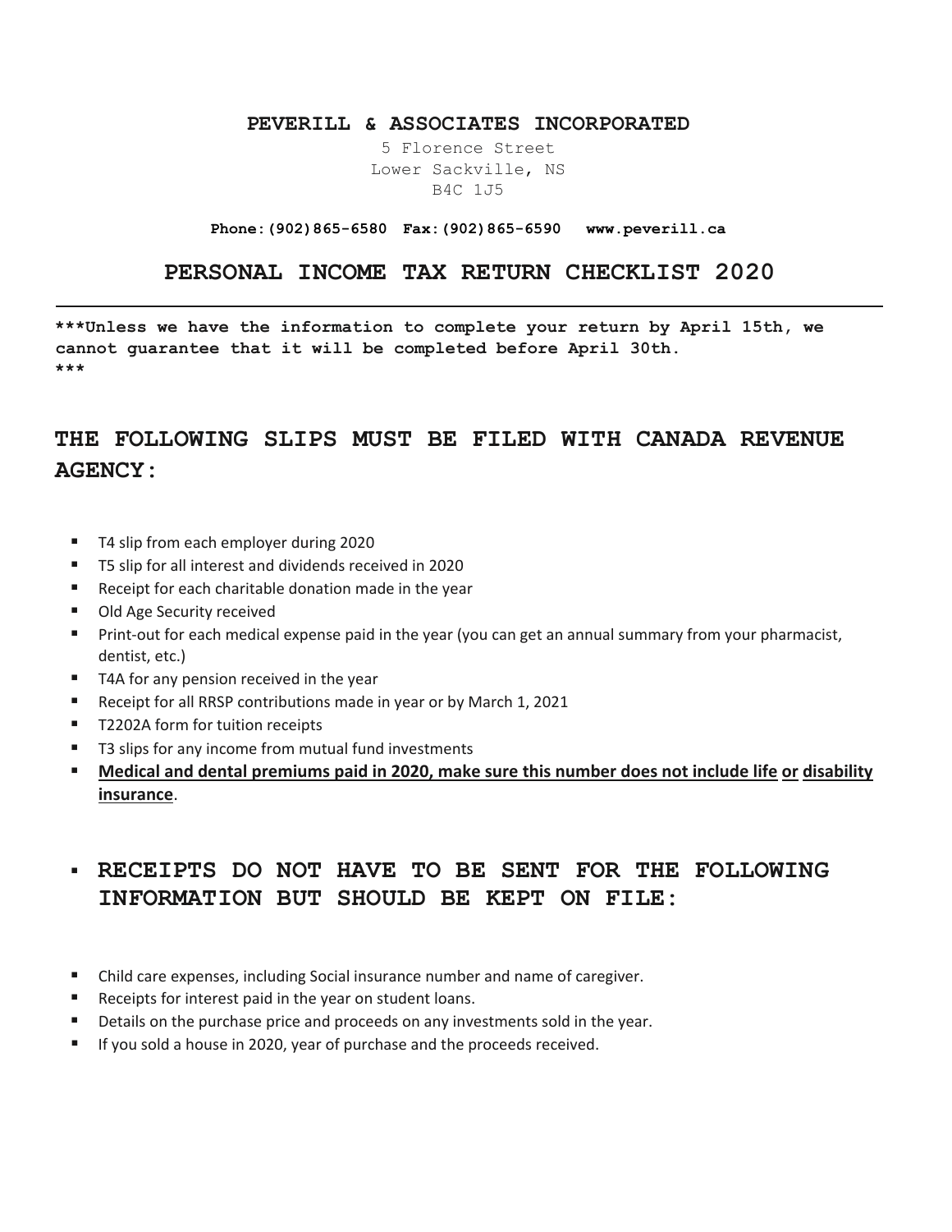**PEVERILL & ASSOCIATES INCORPORATED**

5 Florence Street
Lower Sackville, NS
B4C 1J5

**Phone:(902)865-6580 Fax:(902)865-6590 www.peverill.ca**

# PERSONAL INCOME TAX RETURN CHECKLIST 2020

---

**\*\*\*Unless we have the information to complete your return by April 15th, we cannot guarantee that it will be completed before April 30th. \*\*\***

## THE FOLLOWING SLIPS MUST BE FILED WITH CANADA REVENUE AGENCY:

- T4 slip from each employer during 2020
- T5 slip for all interest and dividends received in 2020
- Receipt for each charitable donation made in the year
- Old Age Security received
- Print-out for each medical expense paid in the year (you can get an annual summary from your pharmacist, dentist, etc.)
- T4A for any pension received in the year
- Receipt for all RRSP contributions made in year or by March 1, 2021
- T2202A form for tuition receipts
- T3 slips for any income from mutual fund investments
- **Medical and dental premiums paid in 2020, make sure this number does not include life or disability insurance**.

## RECEIPTS DO NOT HAVE TO BE SENT FOR THE FOLLOWING INFORMATION BUT SHOULD BE KEPT ON FILE:

- Child care expenses, including Social insurance number and name of caregiver.
- Receipts for interest paid in the year on student loans.
- Details on the purchase price and proceeds on any investments sold in the year.
- If you sold a house in 2020, year of purchase and the proceeds received.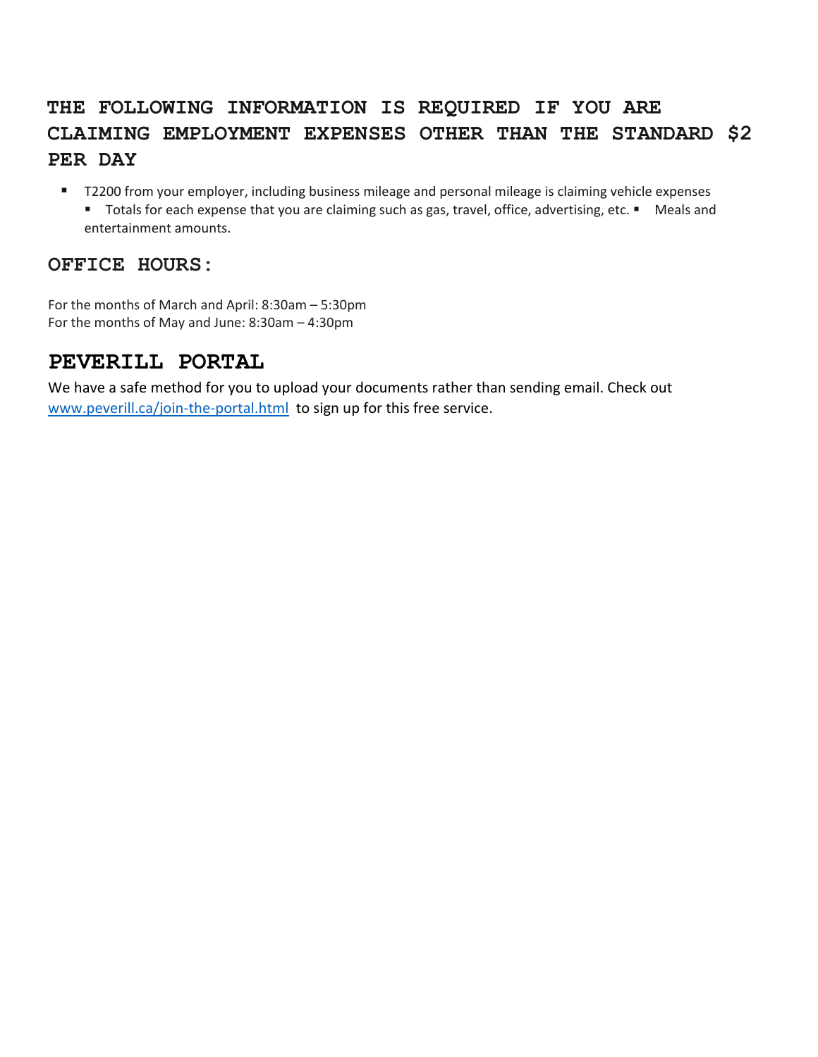## THE FOLLOWING INFORMATION IS REQUIRED IF YOU ARE CLAIMING EMPLOYMENT EXPENSES OTHER THAN THE STANDARD $2 PER DAY

- T2200 from your employer, including business mileage and personal mileage is claiming vehicle expenses
  - Totals for each expense that you are claiming such as gas, travel, office, advertising, etc.
  - Meals and entertainment amounts.

## OFFICE HOURS:

For the months of March and April: 8:30am – 5:30pm
For the months of May and June: 8:30am – 4:30pm

# PEVERILL PORTAL

We have a safe method for you to upload your documents rather than sending email. Check out [www.peverill.ca/join-the-portal.html](www.peverill.ca/join-the-portal.html) to sign up for this free service.